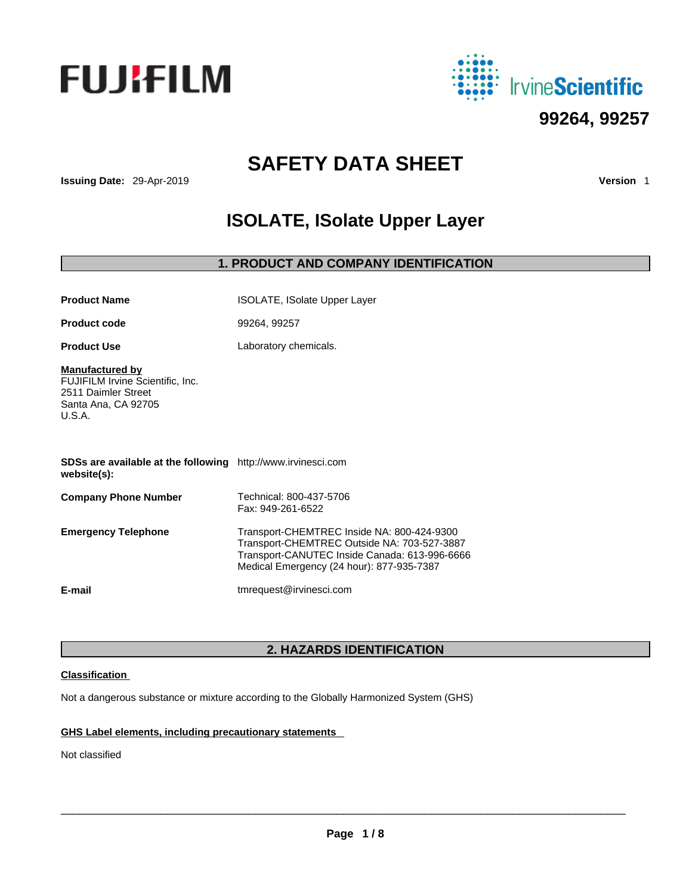FUJIFILM IrvineScientific

**99264, 99257**

# SAFETY DATA SHEET

**Issuing Date:** 29-Apr-2019 **Version** 1

# ISOLATE, ISolate Upper Layer

## 1. PRODUCT AND COMPANY IDENTIFICATION

| | |
|---|---|
| **Product Name** | ISOLATE, ISolate Upper Layer |
| **Product code** | 99264, 99257 |
| **Product Use** | Laboratory chemicals. |

**Manufactured by**
FUJIFILM Irvine Scientific, Inc.
2511 Daimler Street
Santa Ana, CA 92705
U.S.A.

| | |
|---|---|
| **SDSs are available at the following website(s):** | http://www.irvinesci.com |
| **Company Phone Number** | Technical: 800-437-5706<br>Fax: 949-261-6522 |
| **Emergency Telephone** | Transport-CHEMTREC Inside NA: 800-424-9300<br>Transport-CHEMTREC Outside NA: 703-527-3887<br>Transport-CANUTEC Inside Canada: 613-996-6666<br>Medical Emergency (24 hour): 877-935-7387 |
| **E-mail** | tmrequest@irvinesci.com |

## 2. HAZARDS IDENTIFICATION

**Classification**

Not a dangerous substance or mixture according to the Globally Harmonized System (GHS)

**GHS Label elements, including precautionary statements**

Not classified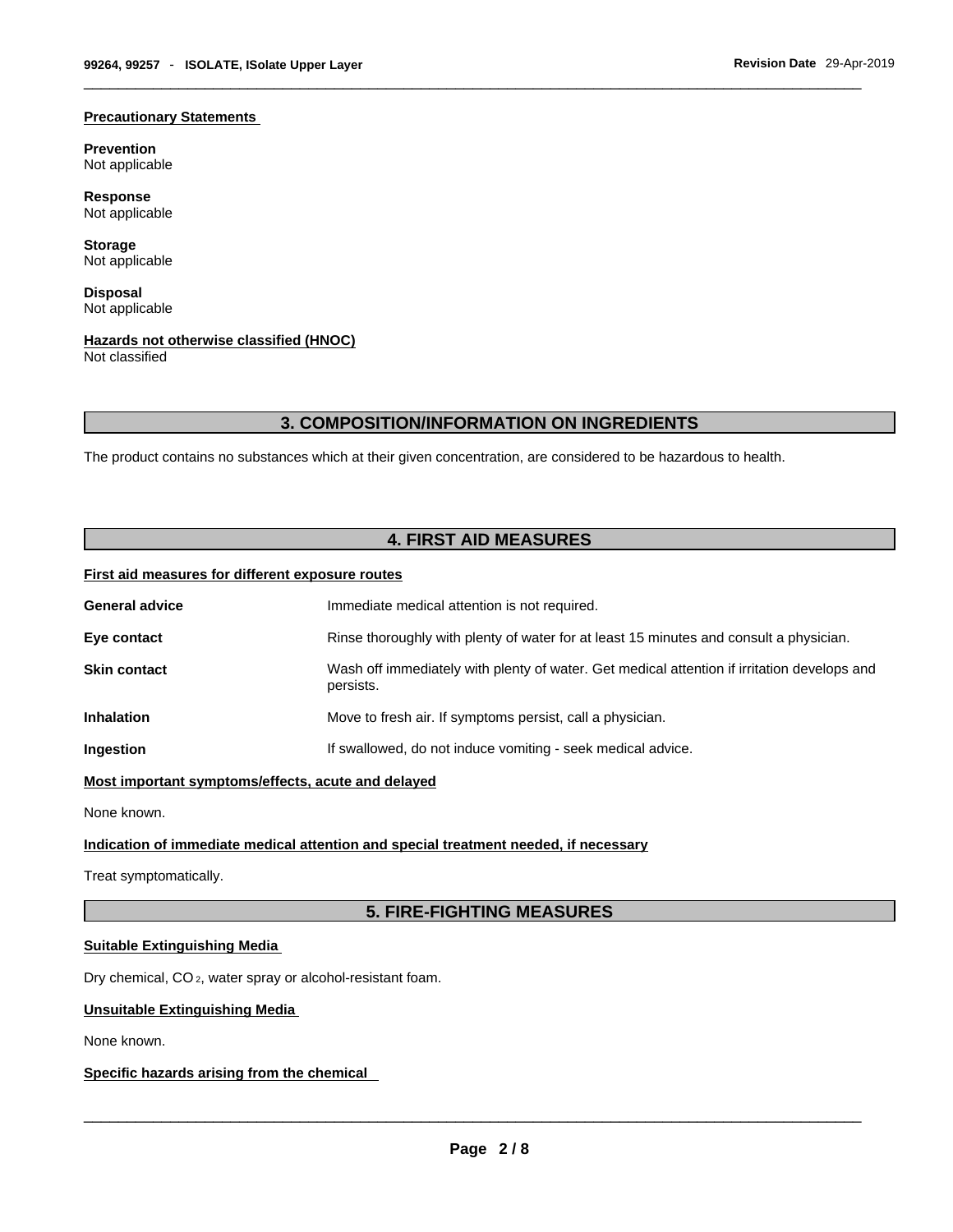**Precautionary Statements**

**Prevention**
Not applicable

**Response**
Not applicable

**Storage**
Not applicable

**Disposal**
Not applicable

**Hazards not otherwise classified (HNOC)**
Not classified

## 3. COMPOSITION/INFORMATION ON INGREDIENTS

The product contains no substances which at their given concentration, are considered to be hazardous to health.

## 4. FIRST AID MEASURES

**First aid measures for different exposure routes**

| | |
|---|---|
| **General advice** | Immediate medical attention is not required. |
| **Eye contact** | Rinse thoroughly with plenty of water for at least 15 minutes and consult a physician. |
| **Skin contact** | Wash off immediately with plenty of water. Get medical attention if irritation develops and persists. |
| **Inhalation** | Move to fresh air. If symptoms persist, call a physician. |
| **Ingestion** | If swallowed, do not induce vomiting - seek medical advice. |

**Most important symptoms/effects, acute and delayed**

None known.

**Indication of immediate medical attention and special treatment needed, if necessary**

Treat symptomatically.

## 5. FIRE-FIGHTING MEASURES

**Suitable Extinguishing Media**

Dry chemical, $CO_2$, water spray or alcohol-resistant foam.

**Unsuitable Extinguishing Media**

None known.

**Specific hazards arising from the chemical**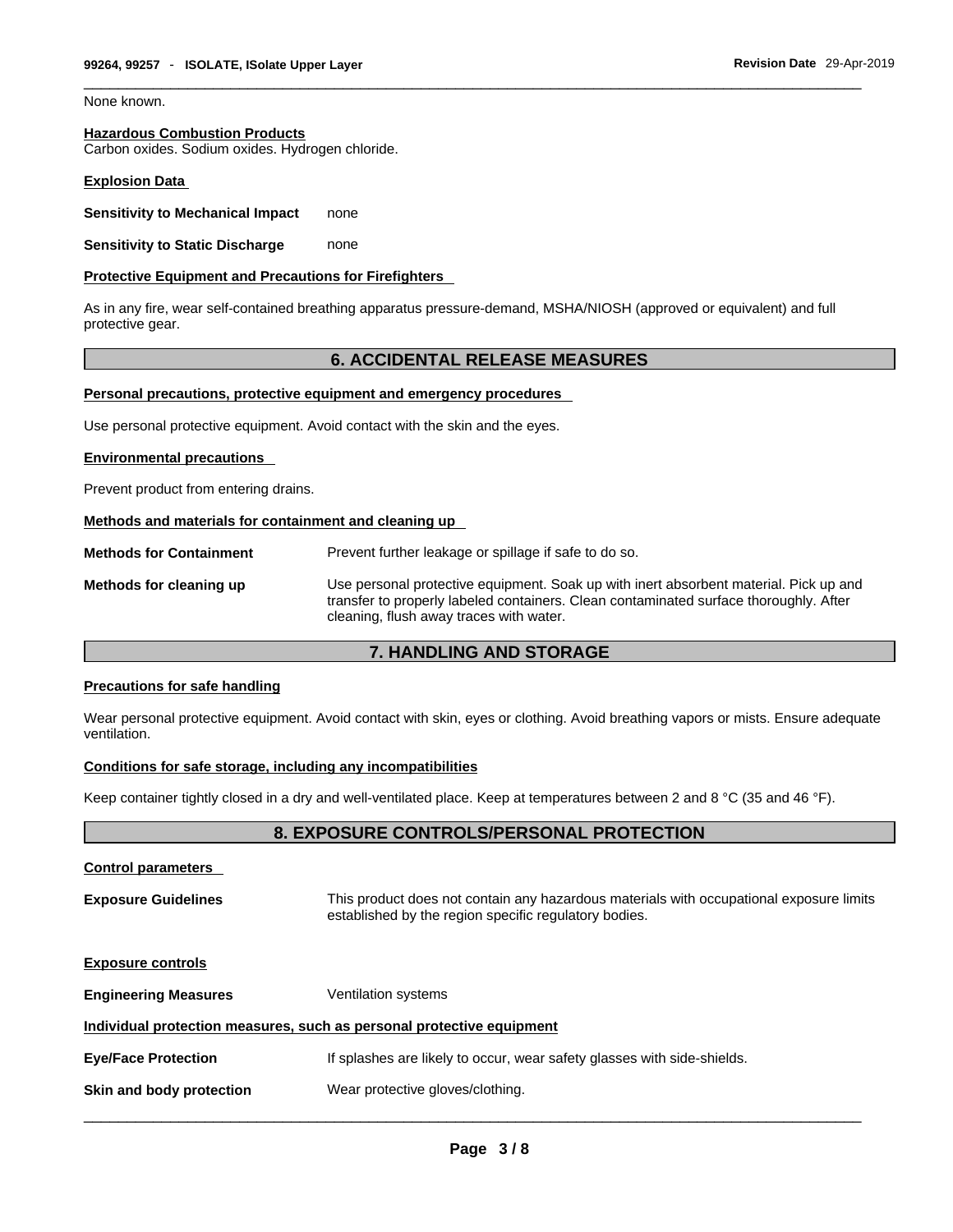None known.

**Hazardous Combustion Products**

Carbon oxides. Sodium oxides. Hydrogen chloride.

**Explosion Data**

**Sensitivity to Mechanical Impact** none

**Sensitivity to Static Discharge** none

**Protective Equipment and Precautions for Firefighters**

As in any fire, wear self-contained breathing apparatus pressure-demand, MSHA/NIOSH (approved or equivalent) and full protective gear.

## 6. ACCIDENTAL RELEASE MEASURES

**Personal precautions, protective equipment and emergency procedures**

Use personal protective equipment. Avoid contact with the skin and the eyes.

**Environmental precautions**

Prevent product from entering drains.

**Methods and materials for containment and cleaning up**

**Methods for Containment** Prevent further leakage or spillage if safe to do so.

**Methods for cleaning up** Use personal protective equipment. Soak up with inert absorbent material. Pick up and transfer to properly labeled containers. Clean contaminated surface thoroughly. After cleaning, flush away traces with water.

## 7. HANDLING AND STORAGE

**Precautions for safe handling**

Wear personal protective equipment. Avoid contact with skin, eyes or clothing. Avoid breathing vapors or mists. Ensure adequate ventilation.

**Conditions for safe storage, including any incompatibilities**

Keep container tightly closed in a dry and well-ventilated place. Keep at temperatures between 2 and 8 °C (35 and 46 °F).

## 8. EXPOSURE CONTROLS/PERSONAL PROTECTION

**Control parameters**

**Exposure Guidelines** This product does not contain any hazardous materials with occupational exposure limits established by the region specific regulatory bodies.

**Exposure controls**

**Engineering Measures** Ventilation systems

**Individual protection measures, such as personal protective equipment**

**Eye/Face Protection** If splashes are likely to occur, wear safety glasses with side-shields.

**Skin and body protection** Wear protective gloves/clothing.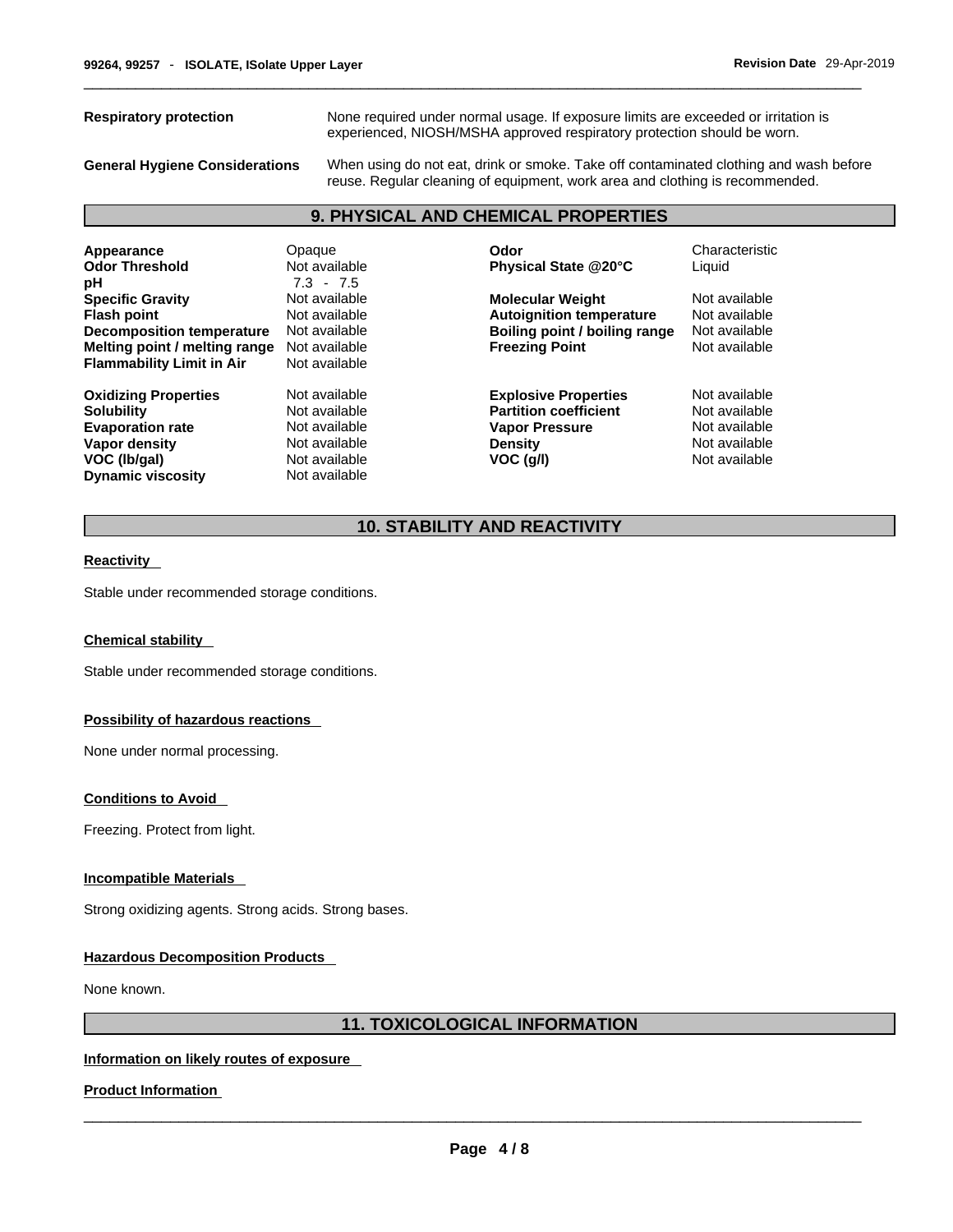**Respiratory protection** None required under normal usage. If exposure limits are exceeded or irritation is experienced, NIOSH/MSHA approved respiratory protection should be worn.

**General Hygiene Considerations** When using do not eat, drink or smoke. Take off contaminated clothing and wash before reuse. Regular cleaning of equipment, work area and clothing is recommended.

## 9. PHYSICAL AND CHEMICAL PROPERTIES

| | | | |
|---|---|---|---|
| **Appearance** | Opaque | **Odor** | Characteristic |
| **Odor Threshold** | Not available | **Physical State @20°C** | Liquid |
| **pH** | 7.3 - 7.5 | | |
| **Specific Gravity** | Not available | **Molecular Weight** | Not available |
| **Flash point** | Not available | **Autoignition temperature** | Not available |
| **Decomposition temperature** | Not available | **Boiling point / boiling range** | Not available |
| **Melting point / melting range** | Not available | **Freezing Point** | Not available |
| **Flammability Limit in Air** | Not available | | |
| **Oxidizing Properties** | Not available | **Explosive Properties** | Not available |
| **Solubility** | Not available | **Partition coefficient** | Not available |
| **Evaporation rate** | Not available | **Vapor Pressure** | Not available |
| **Vapor density** | Not available | **Density** | Not available |
| **VOC (lb/gal)** | Not available | **VOC (g/l)** | Not available |
| **Dynamic viscosity** | Not available | | |

## 10. STABILITY AND REACTIVITY

**Reactivity**

Stable under recommended storage conditions.

**Chemical stability**

Stable under recommended storage conditions.

**Possibility of hazardous reactions**

None under normal processing.

**Conditions to Avoid**

Freezing. Protect from light.

**Incompatible Materials**

Strong oxidizing agents. Strong acids. Strong bases.

**Hazardous Decomposition Products**

None known.

## 11. TOXICOLOGICAL INFORMATION

**Information on likely routes of exposure**

**Product Information**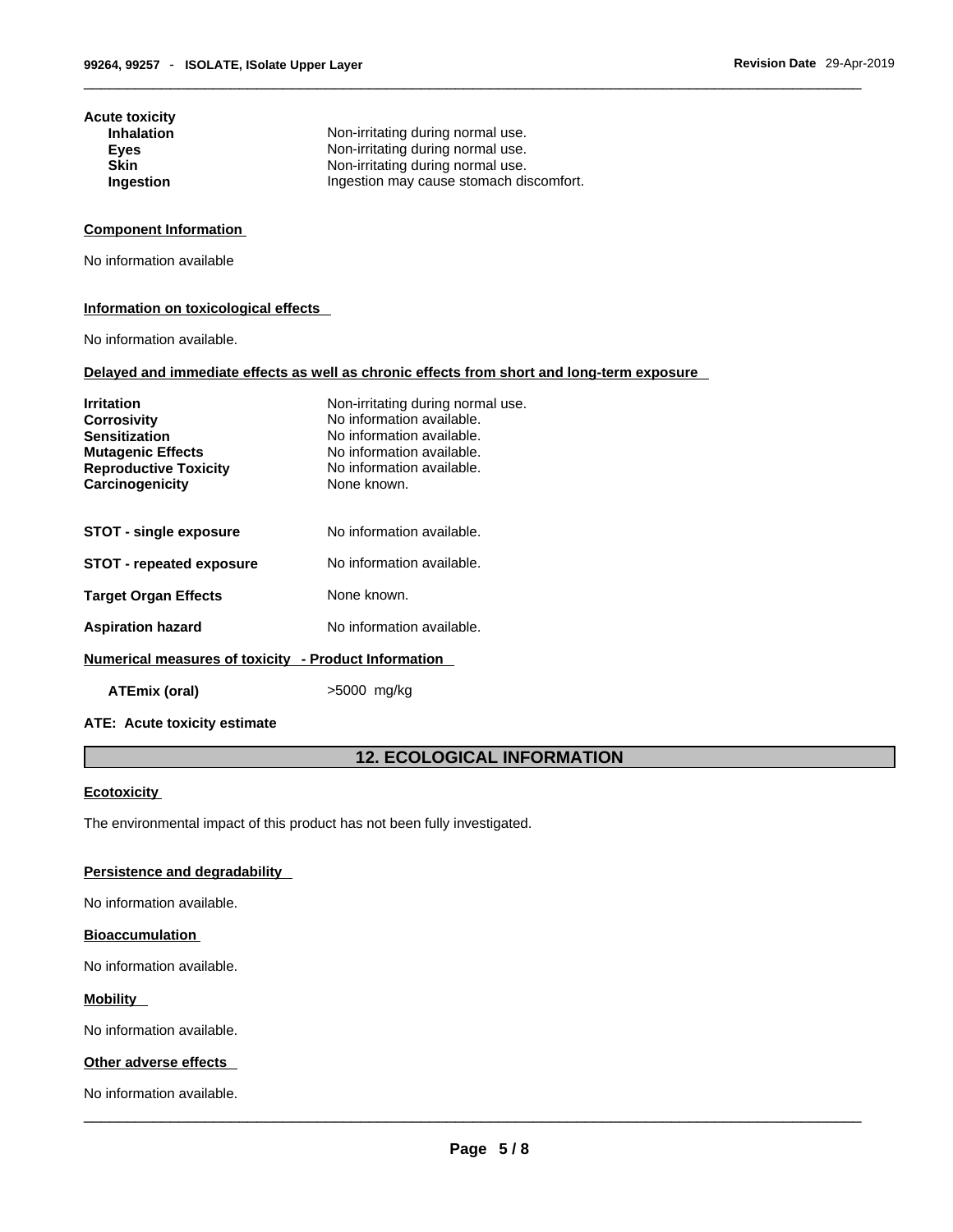**Acute toxicity**

| | |
|---|---|
| **Inhalation** | Non-irritating during normal use. |
| **Eyes** | Non-irritating during normal use. |
| **Skin** | Non-irritating during normal use. |
| **Ingestion** | Ingestion may cause stomach discomfort. |

**Component Information**

No information available

**Information on toxicological effects**

No information available.

**Delayed and immediate effects as well as chronic effects from short and long-term exposure**

| | |
|---|---|
| **Irritation** | Non-irritating during normal use. |
| **Corrosivity** | No information available. |
| **Sensitization** | No information available. |
| **Mutagenic Effects** | No information available. |
| **Reproductive Toxicity** | No information available. |
| **Carcinogenicity** | None known. |
| **STOT - single exposure** | No information available. |
| **STOT - repeated exposure** | No information available. |
| **Target Organ Effects** | None known. |
| **Aspiration hazard** | No information available. |

**Numerical measures of toxicity - Product Information**

**ATEmix (oral)** >5000 mg/kg

**ATE: Acute toxicity estimate**

## 12. ECOLOGICAL INFORMATION

**Ecotoxicity**

The environmental impact of this product has not been fully investigated.

**Persistence and degradability**

No information available.

**Bioaccumulation**

No information available.

**Mobility**

No information available.

**Other adverse effects**

No information available.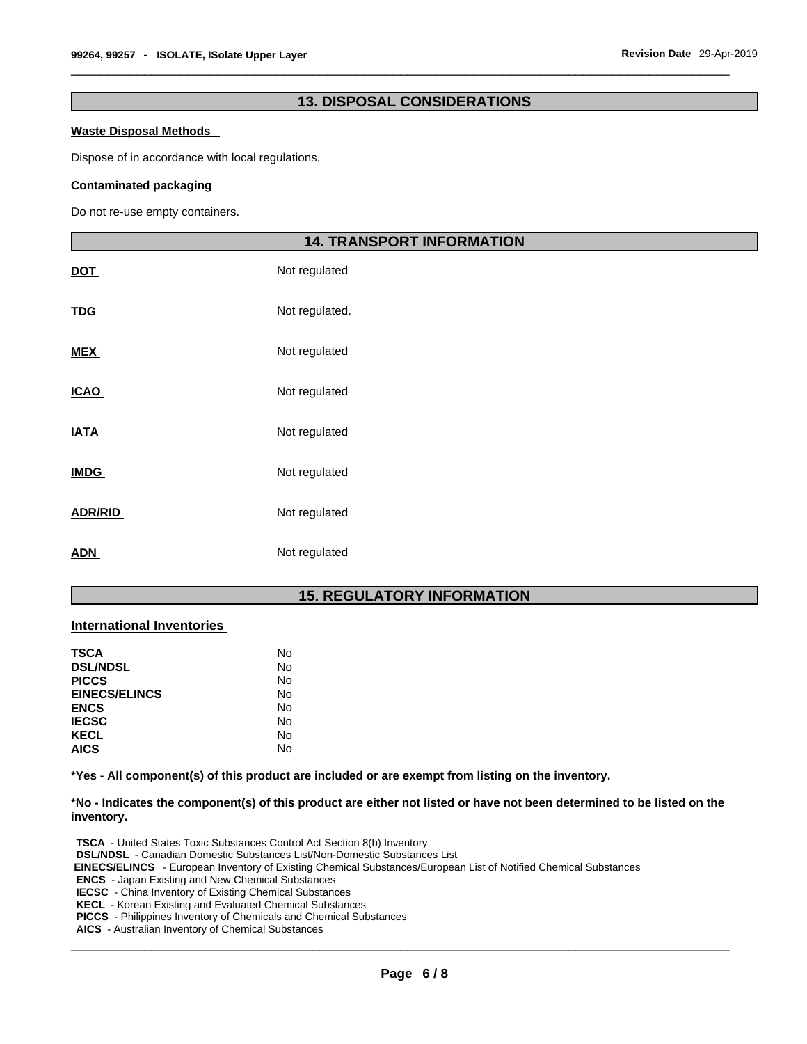## 13. DISPOSAL CONSIDERATIONS

**Waste Disposal Methods**

Dispose of in accordance with local regulations.

**Contaminated packaging**

Do not re-use empty containers.

## 14. TRANSPORT INFORMATION

| | |
|---|---|
| **DOT** | Not regulated |
| **TDG** | Not regulated. |
| **MEX** | Not regulated |
| **ICAO** | Not regulated |
| **IATA** | Not regulated |
| **IMDG** | Not regulated |
| **ADR/RID** | Not regulated |
| **ADN** | Not regulated |

## 15. REGULATORY INFORMATION

**International Inventories**

| | |
|---|---|
| **TSCA** | No |
| **DSL/NDSL** | No |
| **PICCS** | No |
| **EINECS/ELINCS** | No |
| **ENCS** | No |
| **IECSC** | No |
| **KECL** | No |
| **AICS** | No |

**\*Yes - All component(s) of this product are included or are exempt from listing on the inventory.**

**\*No - Indicates the component(s) of this product are either not listed or have not been determined to be listed on the inventory.**

**TSCA** - United States Toxic Substances Control Act Section 8(b) Inventory
**DSL/NDSL** - Canadian Domestic Substances List/Non-Domestic Substances List
**EINECS/ELINCS** - European Inventory of Existing Chemical Substances/European List of Notified Chemical Substances
**ENCS** - Japan Existing and New Chemical Substances
**IECSC** - China Inventory of Existing Chemical Substances
**KECL** - Korean Existing and Evaluated Chemical Substances
**PICCS** - Philippines Inventory of Chemicals and Chemical Substances
**AICS** - Australian Inventory of Chemical Substances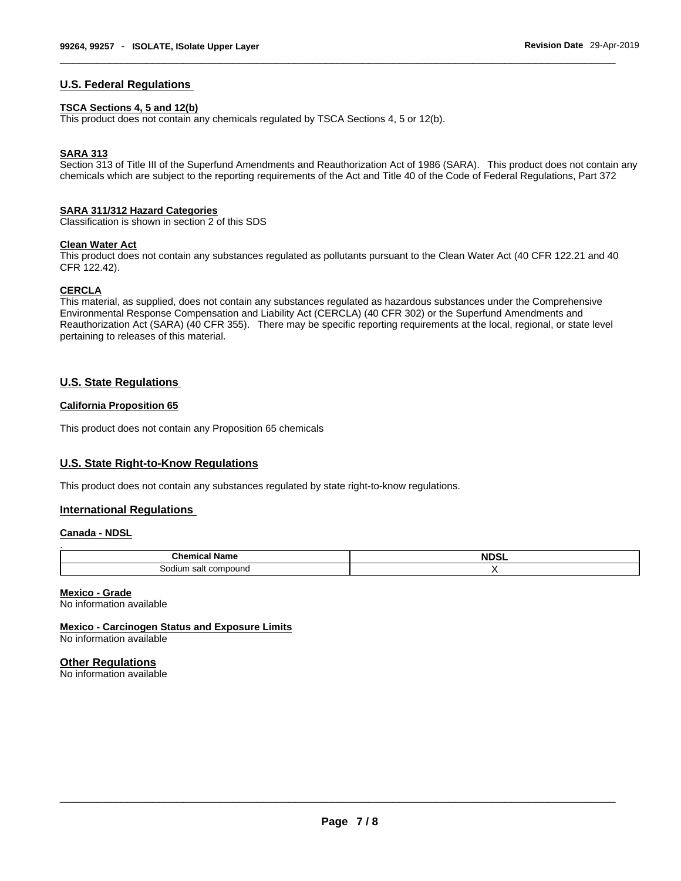## U.S. Federal Regulations

### TSCA Sections 4, 5 and 12(b)

This product does not contain any chemicals regulated by TSCA Sections 4, 5 or 12(b).

### SARA 313

Section 313 of Title III of the Superfund Amendments and Reauthorization Act of 1986 (SARA). This product does not contain any chemicals which are subject to the reporting requirements of the Act and Title 40 of the Code of Federal Regulations, Part 372

### SARA 311/312 Hazard Categories

Classification is shown in section 2 of this SDS

### Clean Water Act

This product does not contain any substances regulated as pollutants pursuant to the Clean Water Act (40 CFR 122.21 and 40 CFR 122.42).

### CERCLA

This material, as supplied, does not contain any substances regulated as hazardous substances under the Comprehensive Environmental Response Compensation and Liability Act (CERCLA) (40 CFR 302) or the Superfund Amendments and Reauthorization Act (SARA) (40 CFR 355). There may be specific reporting requirements at the local, regional, or state level pertaining to releases of this material.

## U.S. State Regulations

### California Proposition 65

This product does not contain any Proposition 65 chemicals

## U.S. State Right-to-Know Regulations

This product does not contain any substances regulated by state right-to-know regulations.

## International Regulations

### Canada - NDSL

| Chemical Name | NDSL |
|---|---|
| Sodium salt compound | X |

### Mexico - Grade

No information available

### Mexico - Carcinogen Status and Exposure Limits

No information available

## Other Regulations

No information available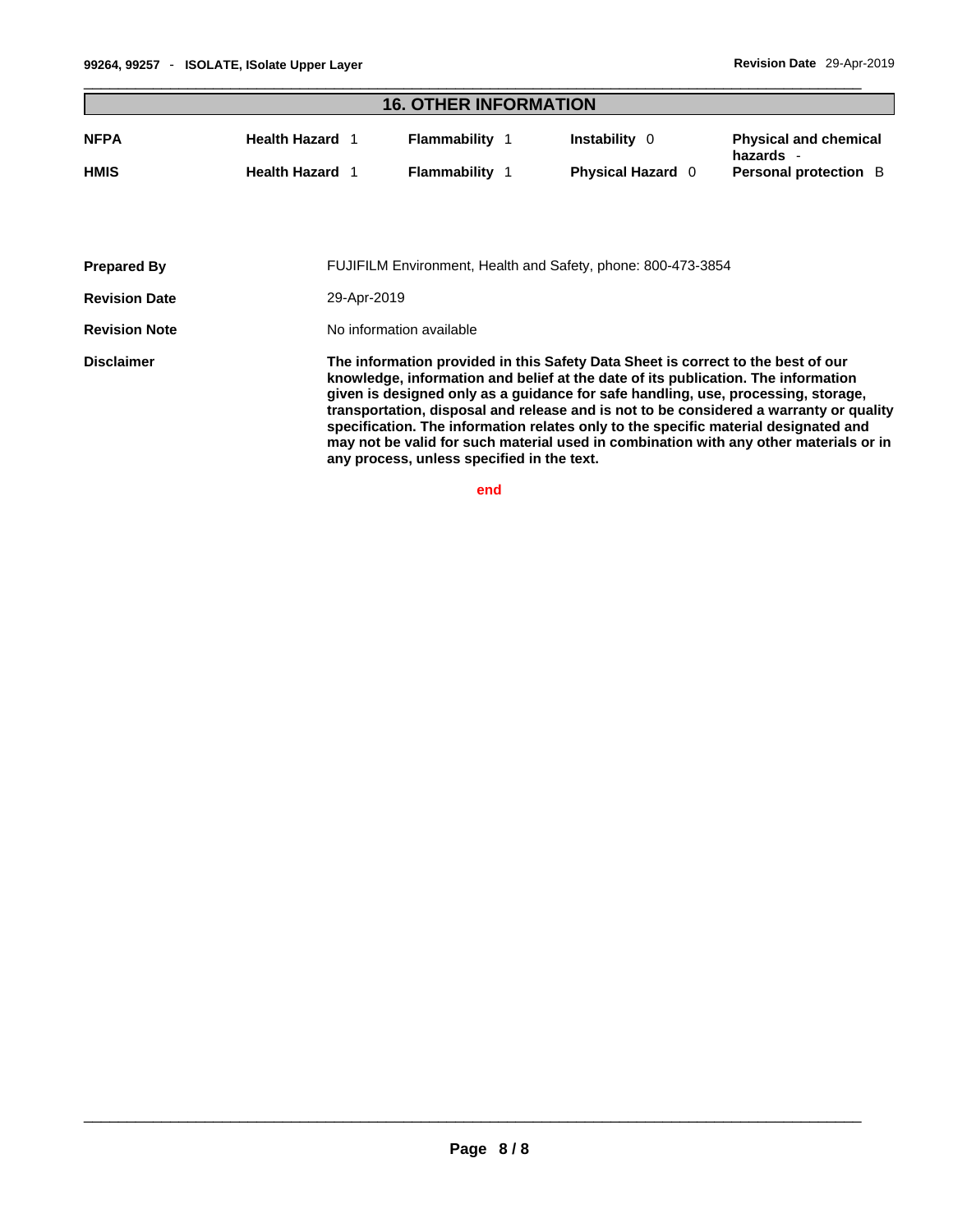## 16. OTHER INFORMATION

| | | | | |
|---|---|---|---|---|
| **NFPA** | **Health Hazard** 1 | **Flammability** 1 | **Instability** 0 | **Physical and chemical hazards** - |
| **HMIS** | **Health Hazard** 1 | **Flammability** 1 | **Physical Hazard** 0 | **Personal protection** B |

**Prepared By** FUJIFILM Environment, Health and Safety, phone: 800-473-3854

**Revision Date** 29-Apr-2019

**Revision Note** No information available

**Disclaimer** **The information provided in this Safety Data Sheet is correct to the best of our knowledge, information and belief at the date of its publication. The information given is designed only as a guidance for safe handling, use, processing, storage, transportation, disposal and release and is not to be considered a warranty or quality specification. The information relates only to the specific material designated and may not be valid for such material used in combination with any other materials or in any process, unless specified in the text.**

**end**